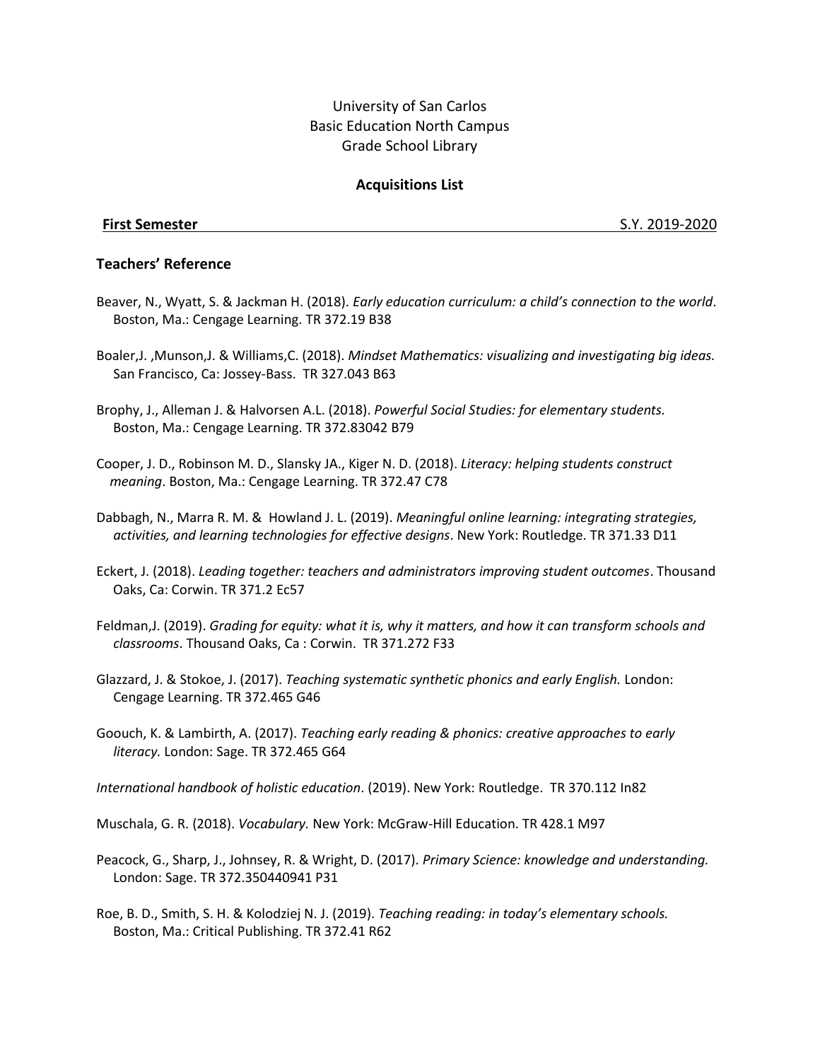University of San Carlos
Basic Education North Campus
Grade School Library

**Acquisitions List**

**First Semester** S.Y. 2019-2020

### Teachers' Reference

Beaver, N., Wyatt, S. & Jackman H. (2018). *Early education curriculum: a child's connection to the world*. Boston, Ma.: Cengage Learning. TR 372.19 B38

Boaler,J. ,Munson,J. & Williams,C. (2018). *Mindset Mathematics: visualizing and investigating big ideas.* San Francisco, Ca: Jossey-Bass. TR 327.043 B63

Brophy, J., Alleman J. & Halvorsen A.L. (2018). *Powerful Social Studies: for elementary students.* Boston, Ma.: Cengage Learning. TR 372.83042 B79

Cooper, J. D., Robinson M. D., Slansky JA., Kiger N. D. (2018). *Literacy: helping students construct meaning*. Boston, Ma.: Cengage Learning. TR 372.47 C78

Dabbagh, N., Marra R. M. & Howland J. L. (2019). *Meaningful online learning: integrating strategies, activities, and learning technologies for effective designs*. New York: Routledge. TR 371.33 D11

Eckert, J. (2018). *Leading together: teachers and administrators improving student outcomes*. Thousand Oaks, Ca: Corwin. TR 371.2 Ec57

Feldman,J. (2019). *Grading for equity: what it is, why it matters, and how it can transform schools and classrooms*. Thousand Oaks, Ca : Corwin. TR 371.272 F33

Glazzard, J. & Stokoe, J. (2017). *Teaching systematic synthetic phonics and early English.* London: Cengage Learning. TR 372.465 G46

Goouch, K. & Lambirth, A. (2017). *Teaching early reading & phonics: creative approaches to early literacy.* London: Sage. TR 372.465 G64

*International handbook of holistic education*. (2019). New York: Routledge. TR 370.112 In82

Muschala, G. R. (2018). *Vocabulary.* New York: McGraw-Hill Education. TR 428.1 M97

Peacock, G., Sharp, J., Johnsey, R. & Wright, D. (2017). *Primary Science: knowledge and understanding.* London: Sage. TR 372.350440941 P31

Roe, B. D., Smith, S. H. & Kolodziej N. J. (2019). *Teaching reading: in today's elementary schools.* Boston, Ma.: Critical Publishing. TR 372.41 R62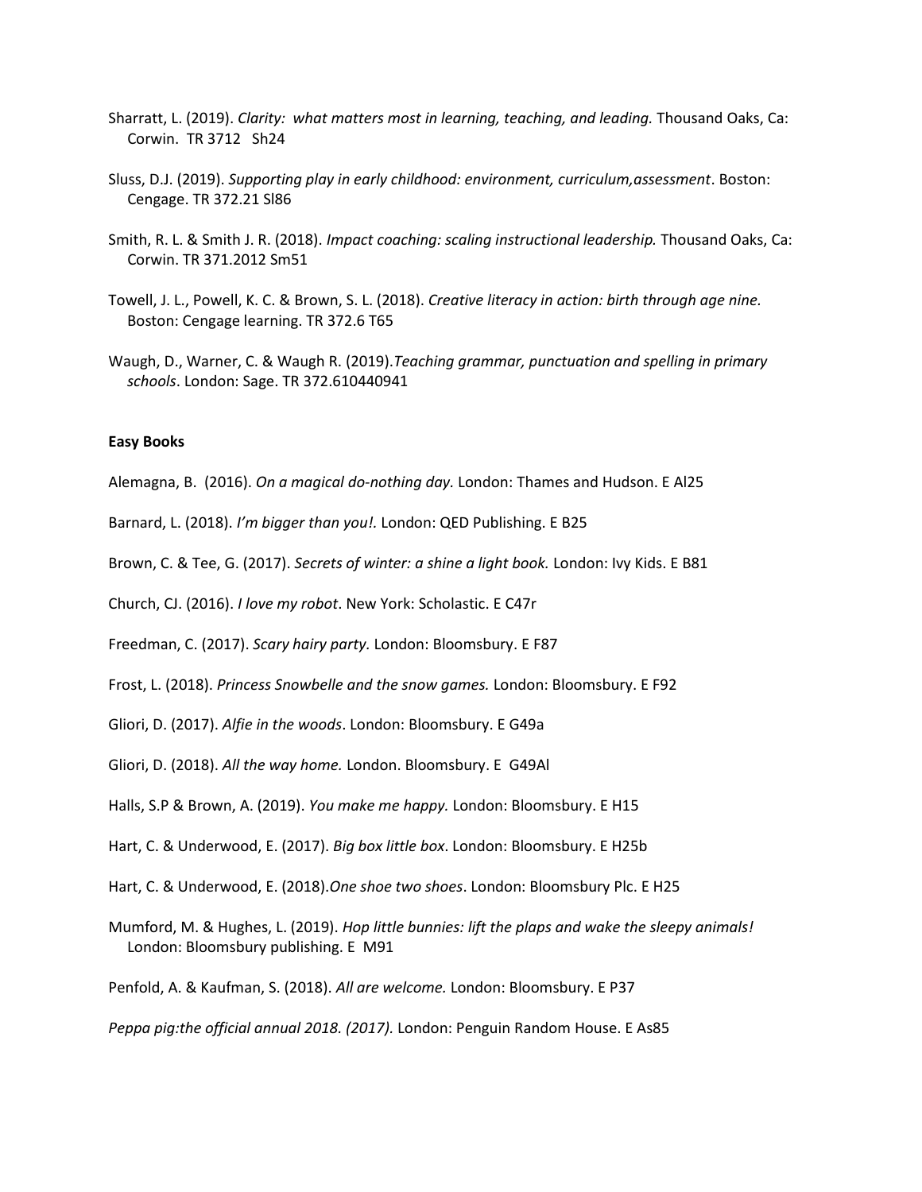Sharratt, L. (2019). *Clarity: what matters most in learning, teaching, and leading.* Thousand Oaks, Ca: Corwin. TR 3712 Sh24

Sluss, D.J. (2019). *Supporting play in early childhood: environment, curriculum,assessment*. Boston: Cengage. TR 372.21 Sl86

Smith, R. L. & Smith J. R. (2018). *Impact coaching: scaling instructional leadership.* Thousand Oaks, Ca: Corwin. TR 371.2012 Sm51

Towell, J. L., Powell, K. C. & Brown, S. L. (2018). *Creative literacy in action: birth through age nine.* Boston: Cengage learning. TR 372.6 T65

Waugh, D., Warner, C. & Waugh R. (2019).*Teaching grammar, punctuation and spelling in primary schools*. London: Sage. TR 372.610440941

**Easy Books**

Alemagna, B. (2016). *On a magical do-nothing day.* London: Thames and Hudson. E Al25

Barnard, L. (2018). *I'm bigger than you!.* London: QED Publishing. E B25

Brown, C. & Tee, G. (2017). *Secrets of winter: a shine a light book.* London: Ivy Kids. E B81

Church, CJ. (2016). *I love my robot*. New York: Scholastic. E C47r

Freedman, C. (2017). *Scary hairy party.* London: Bloomsbury. E F87

Frost, L. (2018). *Princess Snowbelle and the snow games.* London: Bloomsbury. E F92

Gliori, D. (2017). *Alfie in the woods*. London: Bloomsbury. E G49a

Gliori, D. (2018). *All the way home.* London. Bloomsbury. E G49Al

Halls, S.P & Brown, A. (2019). *You make me happy.* London: Bloomsbury. E H15

Hart, C. & Underwood, E. (2017). *Big box little box*. London: Bloomsbury. E H25b

Hart, C. & Underwood, E. (2018).*One shoe two shoes*. London: Bloomsbury Plc. E H25

Mumford, M. & Hughes, L. (2019). *Hop little bunnies: lift the plaps and wake the sleepy animals!* London: Bloomsbury publishing. E M91

Penfold, A. & Kaufman, S. (2018). *All are welcome.* London: Bloomsbury. E P37

*Peppa pig:the official annual 2018. (2017).* London: Penguin Random House. E As85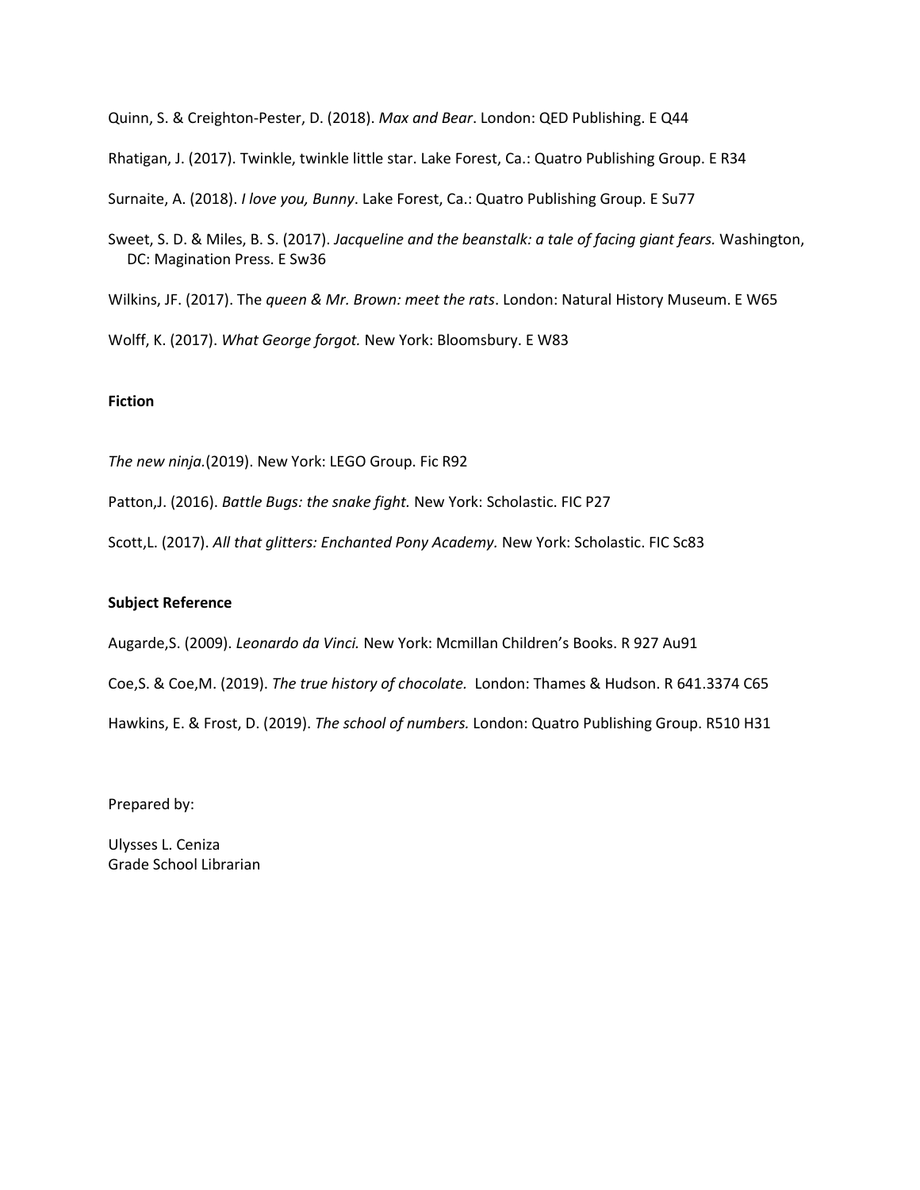Quinn, S. & Creighton-Pester, D. (2018). *Max and Bear*. London: QED Publishing. E Q44

Rhatigan, J. (2017). Twinkle, twinkle little star. Lake Forest, Ca.: Quatro Publishing Group. E R34

Surnaite, A. (2018). *I love you, Bunny*. Lake Forest, Ca.: Quatro Publishing Group. E Su77

Sweet, S. D. & Miles, B. S. (2017). *Jacqueline and the beanstalk: a tale of facing giant fears.* Washington, DC: Magination Press. E Sw36

Wilkins, JF. (2017). The *queen & Mr. Brown: meet the rats*. London: Natural History Museum. E W65

Wolff, K. (2017). *What George forgot.* New York: Bloomsbury. E W83

**Fiction**

*The new ninja.*(2019). New York: LEGO Group. Fic R92

Patton,J. (2016). *Battle Bugs: the snake fight.* New York: Scholastic. FIC P27

Scott,L. (2017). *All that glitters: Enchanted Pony Academy.* New York: Scholastic. FIC Sc83

**Subject Reference**

Augarde,S. (2009). *Leonardo da Vinci.* New York: Mcmillan Children's Books. R 927 Au91

Coe,S. & Coe,M. (2019). *The true history of chocolate.* London: Thames & Hudson. R 641.3374 C65

Hawkins, E. & Frost, D. (2019). *The school of numbers.* London: Quatro Publishing Group. R510 H31

Prepared by:

Ulysses L. Ceniza
Grade School Librarian